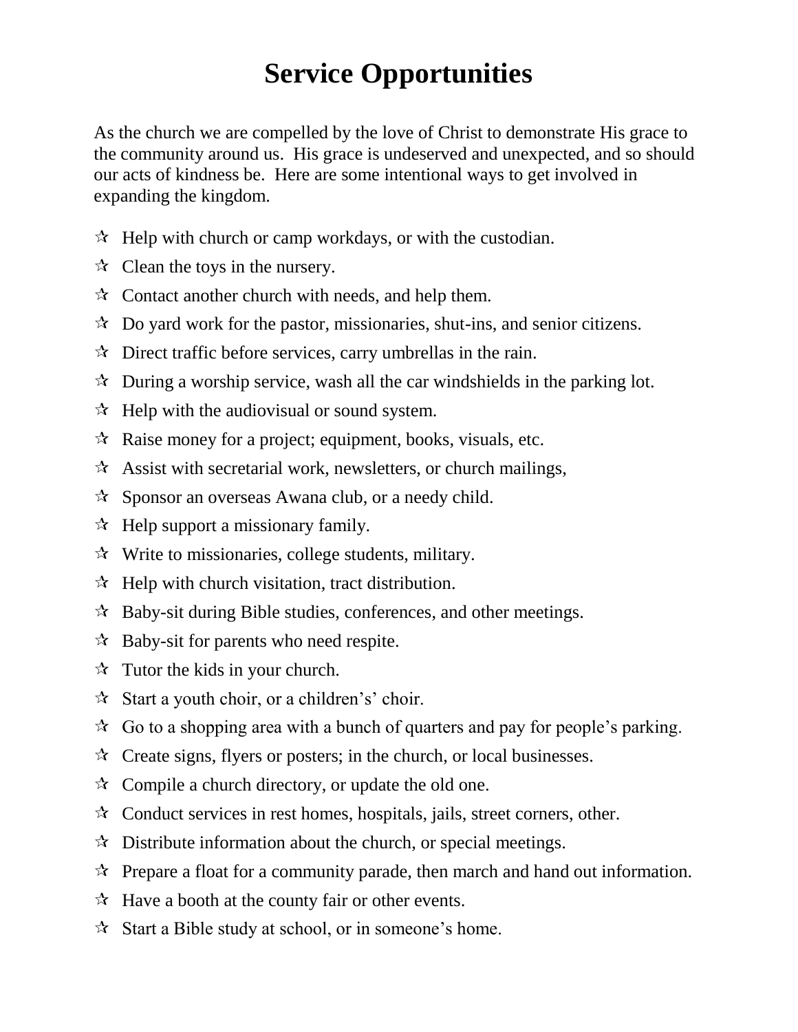# Service Opportunities

As the church we are compelled by the love of Christ to demonstrate His grace to the community around us. His grace is undeserved and unexpected, and so should our acts of kindness be. Here are some intentional ways to get involved in expanding the kingdom.

- ☆ Help with church or camp workdays, or with the custodian.
- ☆ Clean the toys in the nursery.
- ☆ Contact another church with needs, and help them.
- ☆ Do yard work for the pastor, missionaries, shut-ins, and senior citizens.
- ☆ Direct traffic before services, carry umbrellas in the rain.
- ☆ During a worship service, wash all the car windshields in the parking lot.
- ☆ Help with the audiovisual or sound system.
- ☆ Raise money for a project; equipment, books, visuals, etc.
- ☆ Assist with secretarial work, newsletters, or church mailings,
- ☆ Sponsor an overseas Awana club, or a needy child.
- ☆ Help support a missionary family.
- ☆ Write to missionaries, college students, military.
- ☆ Help with church visitation, tract distribution.
- ☆ Baby-sit during Bible studies, conferences, and other meetings.
- ☆ Baby-sit for parents who need respite.
- ☆ Tutor the kids in your church.
- ☆ Start a youth choir, or a children's' choir.
- ☆ Go to a shopping area with a bunch of quarters and pay for people's parking.
- ☆ Create signs, flyers or posters; in the church, or local businesses.
- ☆ Compile a church directory, or update the old one.
- ☆ Conduct services in rest homes, hospitals, jails, street corners, other.
- ☆ Distribute information about the church, or special meetings.
- ☆ Prepare a float for a community parade, then march and hand out information.
- ☆ Have a booth at the county fair or other events.
- ☆ Start a Bible study at school, or in someone's home.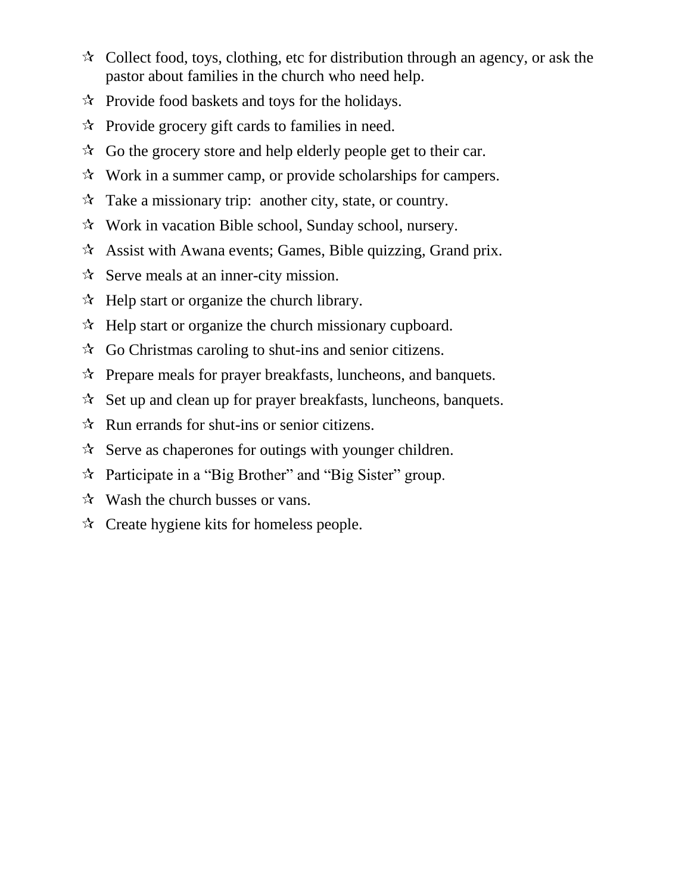- Collect food, toys, clothing, etc for distribution through an agency, or ask the pastor about families in the church who need help.
- Provide food baskets and toys for the holidays.
- Provide grocery gift cards to families in need.
- Go the grocery store and help elderly people get to their car.
- Work in a summer camp, or provide scholarships for campers.
- Take a missionary trip: another city, state, or country.
- Work in vacation Bible school, Sunday school, nursery.
- Assist with Awana events; Games, Bible quizzing, Grand prix.
- Serve meals at an inner-city mission.
- Help start or organize the church library.
- Help start or organize the church missionary cupboard.
- Go Christmas caroling to shut-ins and senior citizens.
- Prepare meals for prayer breakfasts, luncheons, and banquets.
- Set up and clean up for prayer breakfasts, luncheons, banquets.
- Run errands for shut-ins or senior citizens.
- Serve as chaperones for outings with younger children.
- Participate in a “Big Brother” and “Big Sister” group.
- Wash the church busses or vans.
- Create hygiene kits for homeless people.